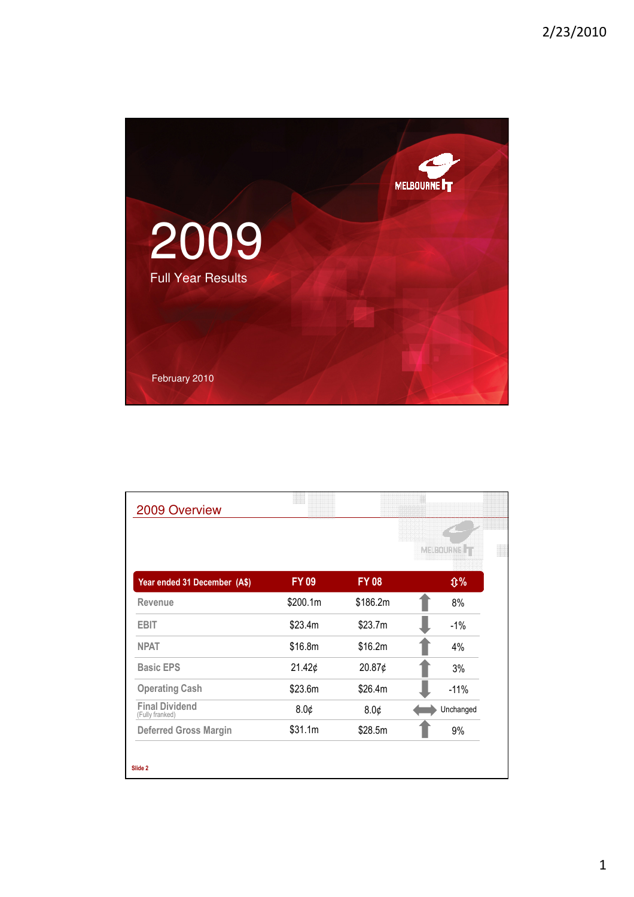# 2009

Full Year Results

February 2010

## 2009 Overview

| Year ended 31 December (A$) | FY 09 | FY 08 | | ⇕% |
|---|---|---|---|---|
| Revenue | $200.1m | $186.2m | ↑ | 8% |
| EBIT | $23.4m | $23.7m | ↓ | -1% |
| NPAT | $16.8m | $16.2m | ↑ | 4% |
| Basic EPS | 21.42¢ | 20.87¢ | ↑ | 3% |
| Operating Cash | $23.6m | $26.4m | ↓ | -11% |
| Final Dividend (Fully franked) | 8.0¢ | 8.0¢ | ↔ | Unchanged |
| Deferred Gross Margin | $31.1m | $28.5m | ↑ | 9% |

Slide 2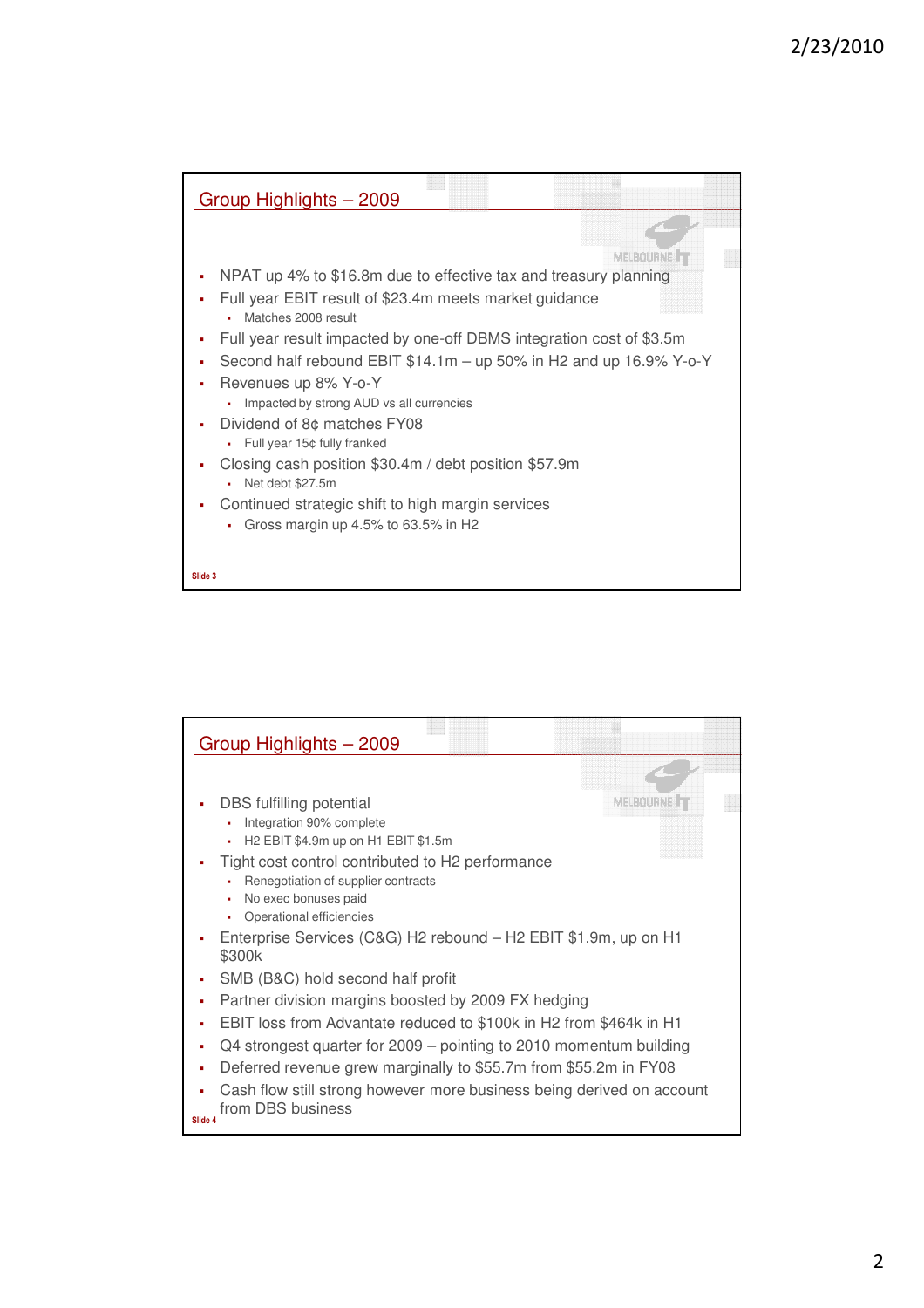## Group Highlights – 2009

- NPAT up 4% to $16.8m due to effective tax and treasury planning
- Full year EBIT result of $23.4m meets market guidance
  - Matches 2008 result
- Full year result impacted by one-off DBMS integration cost of $3.5m
- Second half rebound EBIT $14.1m – up 50% in H2 and up 16.9% Y-o-Y
- Revenues up 8% Y-o-Y
  - Impacted by strong AUD vs all currencies
- Dividend of 8¢ matches FY08
  - Full year 15¢ fully franked
- Closing cash position $30.4m / debt position $57.9m
  - Net debt $27.5m
- Continued strategic shift to high margin services
  - Gross margin up 4.5% to 63.5% in H2

Slide 3

## Group Highlights – 2009

- DBS fulfilling potential
  - Integration 90% complete
  - H2 EBIT $4.9m up on H1 EBIT $1.5m
- Tight cost control contributed to H2 performance
  - Renegotiation of supplier contracts
  - No exec bonuses paid
  - Operational efficiencies
- Enterprise Services (C&G) H2 rebound – H2 EBIT $1.9m, up on H1 $300k
- SMB (B&C) hold second half profit
- Partner division margins boosted by 2009 FX hedging
- EBIT loss from Advantate reduced to $100k in H2 from $464k in H1
- Q4 strongest quarter for 2009 – pointing to 2010 momentum building
- Deferred revenue grew marginally to $55.7m from $55.2m in FY08
- Cash flow still strong however more business being derived on account from DBS business

Slide 4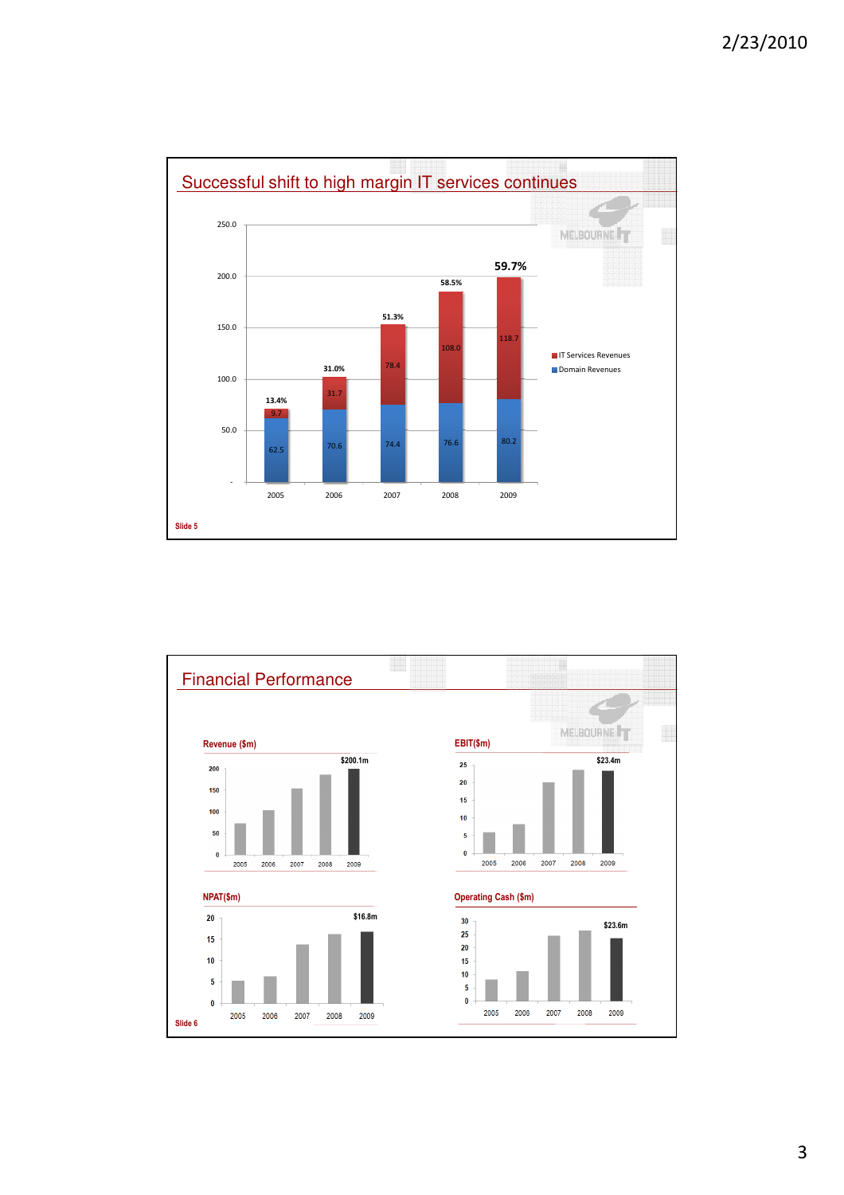## Successful shift to high margin IT services continues

| Year | Domain Revenues | IT Services Revenues | IT Services % |
|---|---|---|---|
| 2005 | 62.5 | 9.7 | 13.4% |
| 2006 | 70.6 | 31.7 | 31.0% |
| 2007 | 74.4 | 78.4 | 51.3% |
| 2008 | 76.6 | 108.0 | 58.5% |
| 2009 | 80.2 | 118.7 | 59.7% |

Slide 5

## Financial Performance

**Revenue ($m)**

2009: $200.1m

**EBIT($m)**

2009: $23.4m

**NPAT($m)**

2009: $16.8m

**Operating Cash ($m)**

2009: $23.6m

Slide 6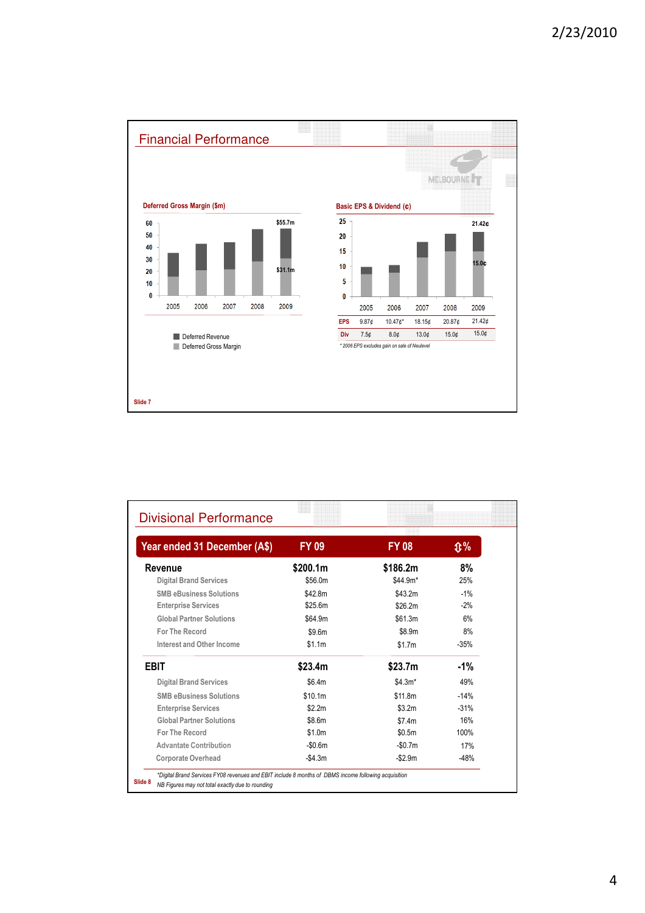## Financial Performance

**Deferred Gross Margin ($m)**

| | 2005 | 2006 | 2007 | 2008 | 2009 |
|---|---|---|---|---|---|
| Total (Deferred Revenue) | | | | | $55.7m |
| Deferred Gross Margin | | | | | $31.1m |

Deferred Revenue
Deferred Gross Margin

**Basic EPS & Dividend (¢)**

| | 2005 | 2006 | 2007 | 2008 | 2009 |
|---|---|---|---|---|---|
| EPS | 9.87¢ | 10.47¢* | 18.15¢ | 20.87¢ | 21.42¢ |
| Div | 7.5¢ | 8.0¢ | 13.0¢ | 15.0¢ | 15.0¢ |

* 2006 EPS excludes gain on sale of Neulevel

Slide 7

## Divisional Performance

| Year ended 31 December (A$) | FY 09 | FY 08 | ⇕% |
|---|---|---|---|
| **Revenue** | **$200.1m** | **$186.2m** | **8%** |
| Digital Brand Services | $56.0m | $44.9m* | 25% |
| SMB eBusiness Solutions | $42.8m | $43.2m | -1% |
| Enterprise Services | $25.6m | $26.2m | -2% |
| Global Partner Solutions | $64.9m | $61.3m | 6% |
| For The Record | $9.6m | $8.9m | 8% |
| Interest and Other Income | $1.1m | $1.7m | -35% |
| **EBIT** | **$23.4m** | **$23.7m** | **-1%** |
| Digital Brand Services | $6.4m | $4.3m* | 49% |
| SMB eBusiness Solutions | $10.1m | $11.8m | -14% |
| Enterprise Services | $2.2m | $3.2m | -31% |
| Global Partner Solutions | $8.6m | $7.4m | 16% |
| For The Record | $1.0m | $0.5m | 100% |
| Advantate Contribution | -$0.6m | -$0.7m | 17% |
| Corporate Overhead | -$4.3m | -$2.9m | -48% |

*Digital Brand Services FY08 revenues and EBIT include 8 months of DBMS income following acquisition
NB Figures may not total exactly due to rounding

Slide 8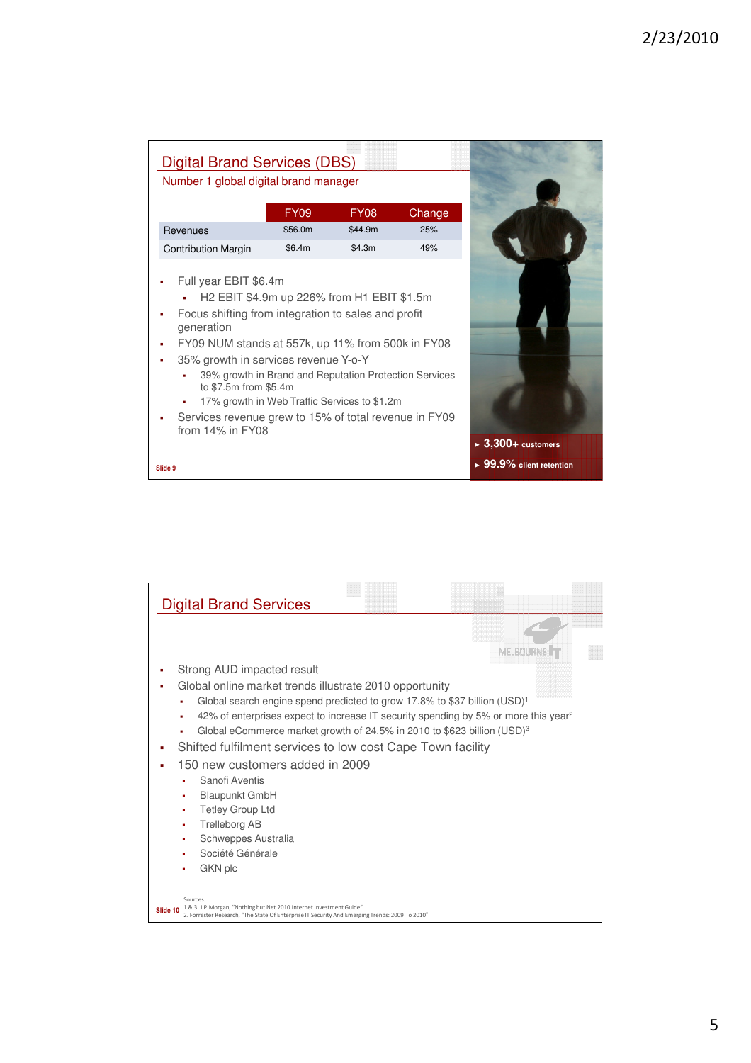## Digital Brand Services (DBS)

Number 1 global digital brand manager

| | FY09 | FY08 | Change |
|---|---|---|---|
| Revenues | $56.0m | $44.9m | 25% |
| Contribution Margin | $6.4m | $4.3m | 49% |

- Full year EBIT $6.4m
  - H2 EBIT $4.9m up 226% from H1 EBIT $1.5m
- Focus shifting from integration to sales and profit generation
- FY09 NUM stands at 557k, up 11% from 500k in FY08
- 35% growth in services revenue Y-o-Y
  - 39% growth in Brand and Reputation Protection Services to $7.5m from $5.4m
  - 17% growth in Web Traffic Services to $1.2m
- Services revenue grew to 15% of total revenue in FY09 from 14% in FY08

▸ **3,300+** customers

▸ **99.9%** client retention

Slide 9

## Digital Brand Services

- Strong AUD impacted result
- Global online market trends illustrate 2010 opportunity
  - Global search engine spend predicted to grow 17.8% to $37 billion (USD)[1]
  - 42% of enterprises expect to increase IT security spending by 5% or more this year[2]
  - Global eCommerce market growth of 24.5% in 2010 to $623 billion (USD)[3]
- Shifted fulfilment services to low cost Cape Town facility
- 150 new customers added in 2009
  - Sanofi Aventis
  - Blaupunkt GmbH
  - Tetley Group Ltd
  - Trelleborg AB
  - Schweppes Australia
  - Société Générale
  - GKN plc

Sources:
1 & 3. J.P.Morgan, "Nothing but Net 2010 Internet Investment Guide"
2. Forrester Research, "The State Of Enterprise IT Security And Emerging Trends: 2009 To 2010"

Slide 10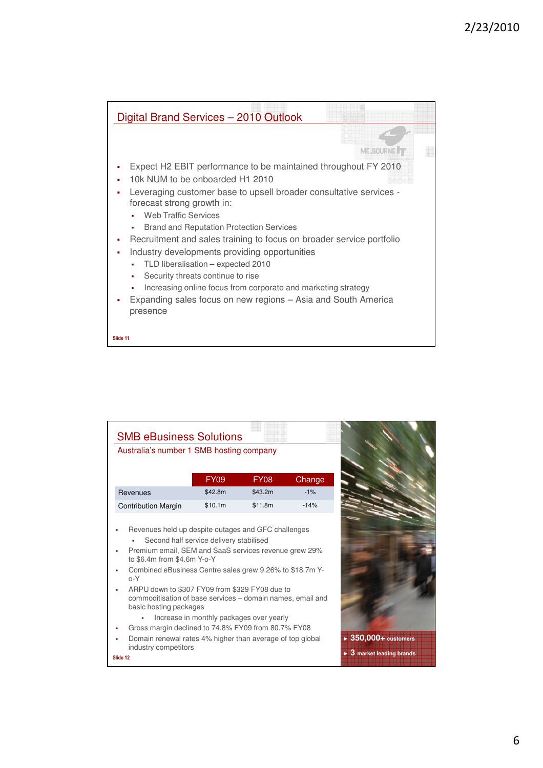## Digital Brand Services – 2010 Outlook

- Expect H2 EBIT performance to be maintained throughout FY 2010
- 10k NUM to be onboarded H1 2010
- Leveraging customer base to upsell broader consultative services - forecast strong growth in:
  - Web Traffic Services
  - Brand and Reputation Protection Services
- Recruitment and sales training to focus on broader service portfolio
- Industry developments providing opportunities
  - TLD liberalisation – expected 2010
  - Security threats continue to rise
  - Increasing online focus from corporate and marketing strategy
- Expanding sales focus on new regions – Asia and South America presence

Slide 11

## SMB eBusiness Solutions

Australia's number 1 SMB hosting company

| | FY09 | FY08 | Change |
|---|---|---|---|
| Revenues | $42.8m | $43.2m | -1% |
| Contribution Margin | $10.1m | $11.8m | -14% |

- Revenues held up despite outages and GFC challenges
  - Second half service delivery stabilised
- Premium email, SEM and SaaS services revenue grew 29% to $6.4m from $4.6m Y-o-Y
- Combined eBusiness Centre sales grew 9.26% to $18.7m Y-o-Y
- ARPU down to $307 FY09 from $329 FY08 due to commoditisation of base services – domain names, email and basic hosting packages
  - Increase in monthly packages over yearly
- Gross margin declined to 74.8% FY09 from 80.7% FY08
- Domain renewal rates 4% higher than average of top global industry competitors

- **350,000+** customers
- **3** market leading brands

Slide 12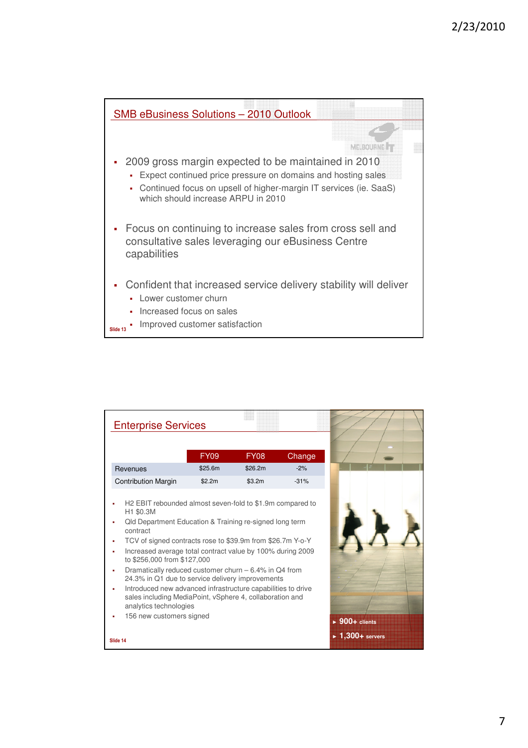## SMB eBusiness Solutions – 2010 Outlook

- 2009 gross margin expected to be maintained in 2010
  - Expect continued price pressure on domains and hosting sales
  - Continued focus on upsell of higher-margin IT services (ie. SaaS) which should increase ARPU in 2010
- Focus on continuing to increase sales from cross sell and consultative sales leveraging our eBusiness Centre capabilities
- Confident that increased service delivery stability will deliver
  - Lower customer churn
  - Increased focus on sales
  - Improved customer satisfaction

Slide 13

## Enterprise Services

| | FY09 | FY08 | Change |
|---|---|---|---|
| Revenues | $25.6m | $26.2m | -2% |
| Contribution Margin | $2.2m | $3.2m | -31% |

- H2 EBIT rebounded almost seven-fold to $1.9m compared to H1 $0.3M
- Qld Department Education & Training re-signed long term contract
- TCV of signed contracts rose to $39.9m from $26.7m Y-o-Y
- Increased average total contract value by 100% during 2009 to $256,000 from $127,000
- Dramatically reduced customer churn – 6.4% in Q4 from 24.3% in Q1 due to service delivery improvements
- Introduced new advanced infrastructure capabilities to drive sales including MediaPoint, vSphere 4, collaboration and analytics technologies
- 156 new customers signed

► 900+ clients

► 1,300+ servers

Slide 14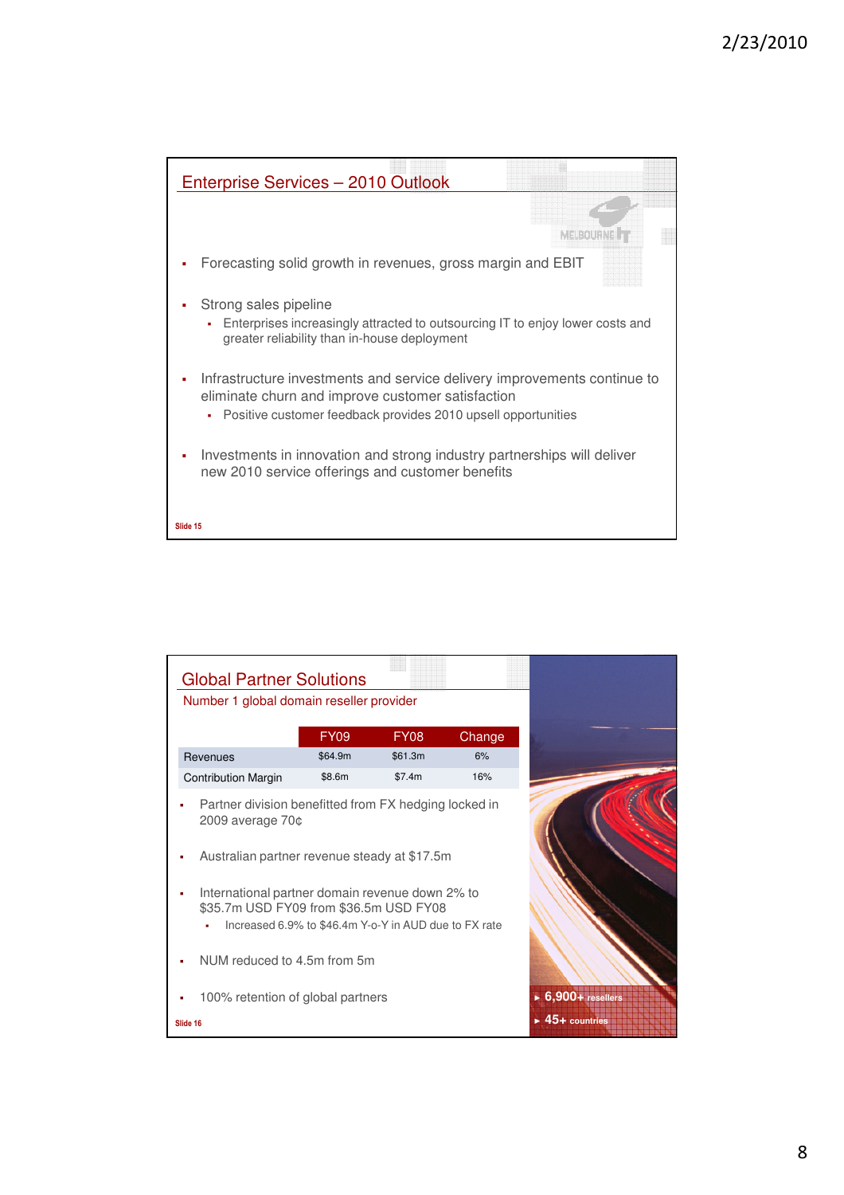## Enterprise Services – 2010 Outlook

- Forecasting solid growth in revenues, gross margin and EBIT
- Strong sales pipeline
  - Enterprises increasingly attracted to outsourcing IT to enjoy lower costs and greater reliability than in-house deployment
- Infrastructure investments and service delivery improvements continue to eliminate churn and improve customer satisfaction
  - Positive customer feedback provides 2010 upsell opportunities
- Investments in innovation and strong industry partnerships will deliver new 2010 service offerings and customer benefits

Slide 15

## Global Partner Solutions

Number 1 global domain reseller provider

| | FY09 | FY08 | Change |
|---|---|---|---|
| Revenues | $64.9m | $61.3m | 6% |
| Contribution Margin | $8.6m | $7.4m | 16% |

- Partner division benefitted from FX hedging locked in 2009 average 70¢
- Australian partner revenue steady at $17.5m
- International partner domain revenue down 2% to $35.7m USD FY09 from $36.5m USD FY08
  - Increased 6.9% to $46.4m Y-o-Y in AUD due to FX rate
- NUM reduced to 4.5m from 5m
- 100% retention of global partners

- 6,900+ resellers
- 45+ countries

Slide 16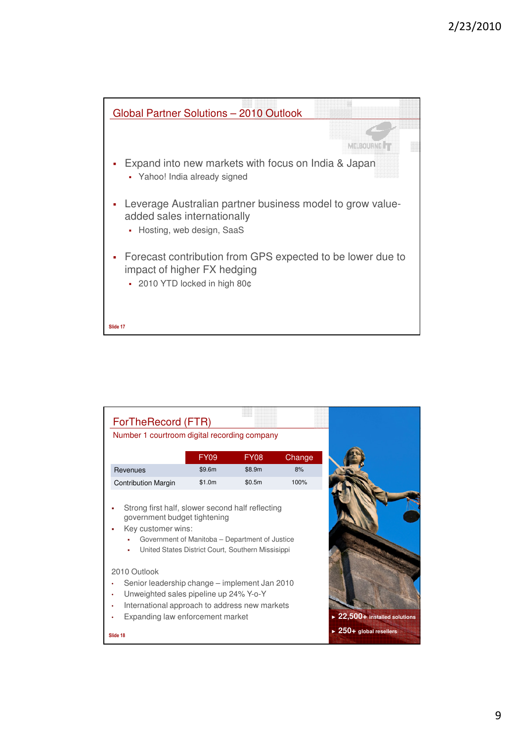## Global Partner Solutions – 2010 Outlook

- Expand into new markets with focus on India & Japan
  - Yahoo! India already signed
- Leverage Australian partner business model to grow value-added sales internationally
  - Hosting, web design, SaaS
- Forecast contribution from GPS expected to be lower due to impact of higher FX hedging
  - 2010 YTD locked in high 80¢

Slide 17

## ForTheRecord (FTR)

Number 1 courtroom digital recording company

| | FY09 | FY08 | Change |
|---|---|---|---|
| Revenues | $9.6m | $8.9m | 8% |
| Contribution Margin | $1.0m | $0.5m | 100% |

- Strong first half, slower second half reflecting government budget tightening
- Key customer wins:
  - Government of Manitoba – Department of Justice
  - United States District Court, Southern Missisippi

2010 Outlook

- Senior leadership change – implement Jan 2010
- Unweighted sales pipeline up 24% Y-o-Y
- International approach to address new markets
- Expanding law enforcement market

- 22,500+ installed solutions
- 250+ global resellers

Slide 18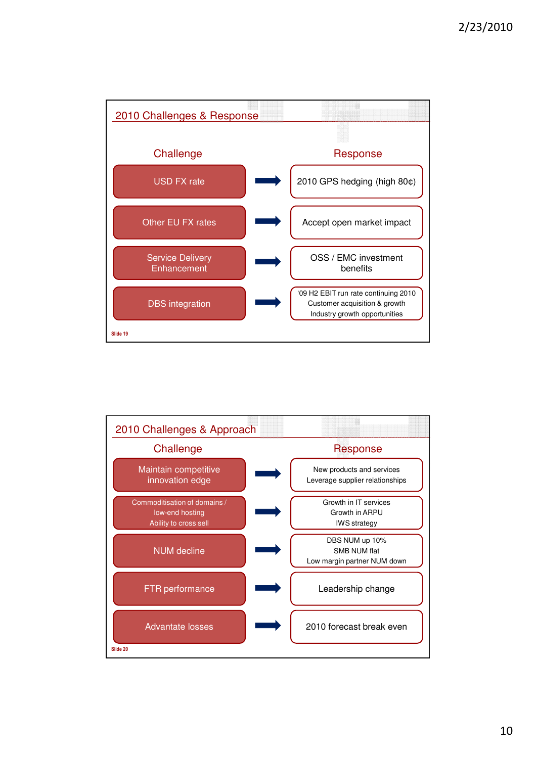## 2010 Challenges & Response

| Challenge | Response |
| --- | --- |
| USD FX rate | 2010 GPS hedging (high 80¢) |
| Other EU FX rates | Accept open market impact |
| Service Delivery Enhancement | OSS / EMC investment benefits |
| DBS integration | '09 H2 EBIT run rate continuing 2010<br>Customer acquisition & growth<br>Industry growth opportunities |

Slide 19

## 2010 Challenges & Approach

| Challenge | Response |
| --- | --- |
| Maintain competitive innovation edge | New products and services<br>Leverage supplier relationships |
| Commoditisation of domains / low-end hosting<br>Ability to cross sell | Growth in IT services<br>Growth in ARPU<br>IWS strategy |
| NUM decline | DBS NUM up 10%<br>SMB NUM flat<br>Low margin partner NUM down |
| FTR performance | Leadership change |
| Advantate losses | 2010 forecast break even |

Slide 20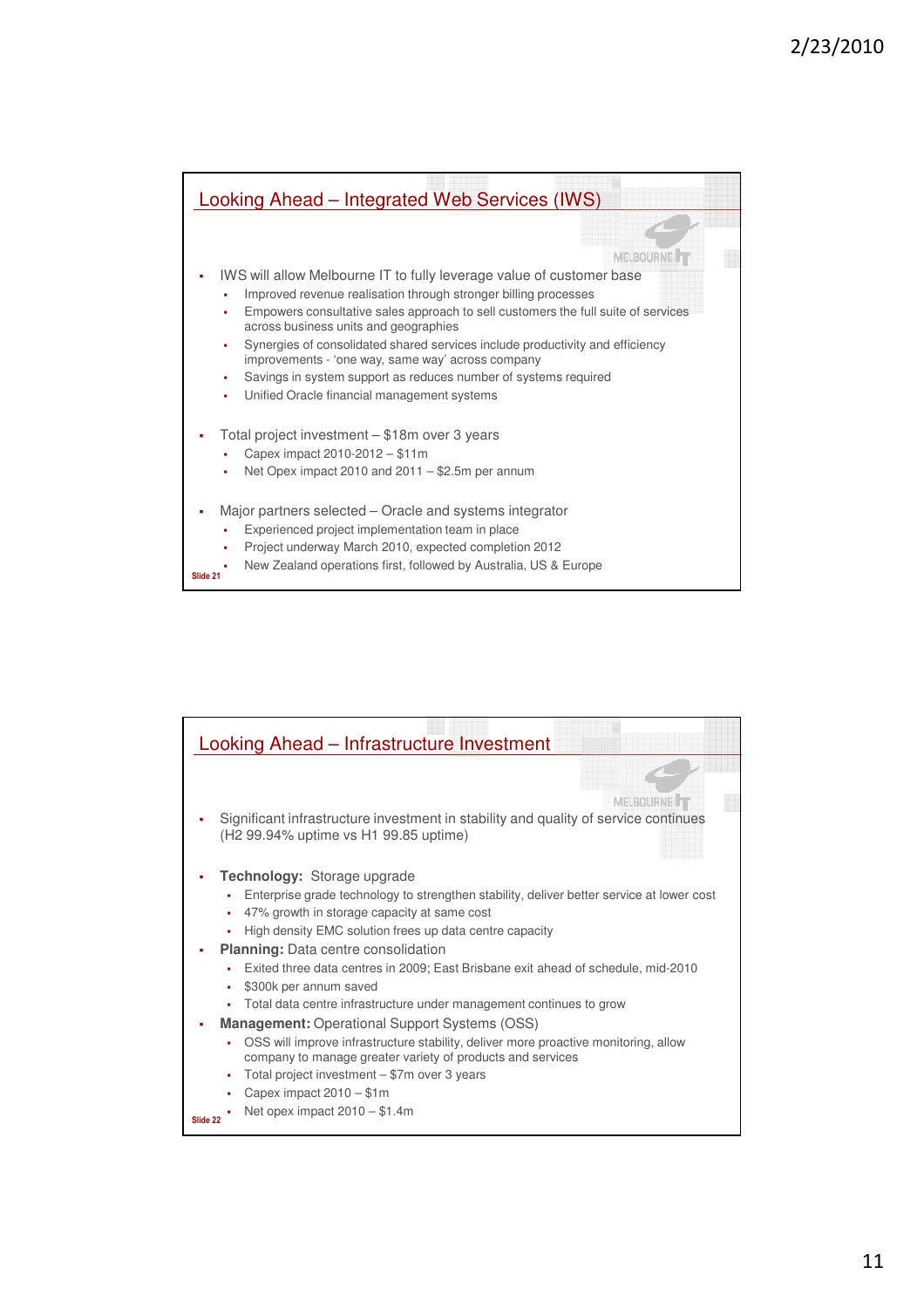## Looking Ahead – Integrated Web Services (IWS)

- IWS will allow Melbourne IT to fully leverage value of customer base
  - Improved revenue realisation through stronger billing processes
  - Empowers consultative sales approach to sell customers the full suite of services across business units and geographies
  - Synergies of consolidated shared services include productivity and efficiency improvements - 'one way, same way' across company
  - Savings in system support as reduces number of systems required
  - Unified Oracle financial management systems
- Total project investment – $18m over 3 years
  - Capex impact 2010-2012 – $11m
  - Net Opex impact 2010 and 2011 – $2.5m per annum
- Major partners selected – Oracle and systems integrator
  - Experienced project implementation team in place
  - Project underway March 2010, expected completion 2012
  - New Zealand operations first, followed by Australia, US & Europe

Slide 21

## Looking Ahead – Infrastructure Investment

- Significant infrastructure investment in stability and quality of service continues (H2 99.94% uptime vs H1 99.85 uptime)
- **Technology:** Storage upgrade
  - Enterprise grade technology to strengthen stability, deliver better service at lower cost
  - 47% growth in storage capacity at same cost
  - High density EMC solution frees up data centre capacity
- **Planning:** Data centre consolidation
  - Exited three data centres in 2009; East Brisbane exit ahead of schedule, mid-2010
  - $300k per annum saved
  - Total data centre infrastructure under management continues to grow
- **Management:** Operational Support Systems (OSS)
  - OSS will improve infrastructure stability, deliver more proactive monitoring, allow company to manage greater variety of products and services
  - Total project investment – $7m over 3 years
  - Capex impact 2010 – $1m
  - Net opex impact 2010 – $1.4m

Slide 22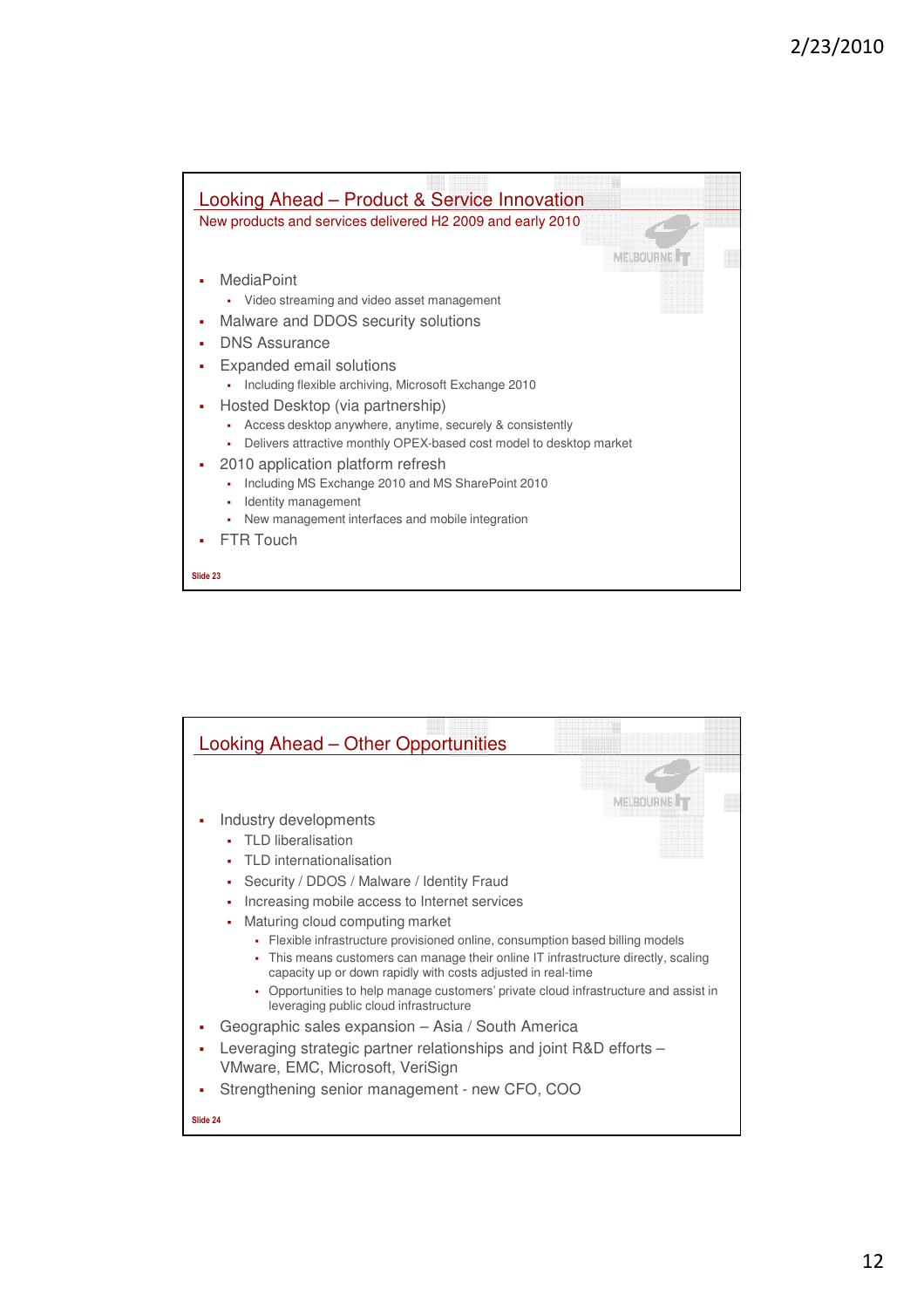## Looking Ahead – Product & Service Innovation

New products and services delivered H2 2009 and early 2010

- MediaPoint
  - Video streaming and video asset management
- Malware and DDOS security solutions
- DNS Assurance
- Expanded email solutions
  - Including flexible archiving, Microsoft Exchange 2010
- Hosted Desktop (via partnership)
  - Access desktop anywhere, anytime, securely & consistently
  - Delivers attractive monthly OPEX-based cost model to desktop market
- 2010 application platform refresh
  - Including MS Exchange 2010 and MS SharePoint 2010
  - Identity management
  - New management interfaces and mobile integration
- FTR Touch

Slide 23

## Looking Ahead – Other Opportunities

- Industry developments
  - TLD liberalisation
  - TLD internationalisation
  - Security / DDOS / Malware / Identity Fraud
  - Increasing mobile access to Internet services
  - Maturing cloud computing market
    - Flexible infrastructure provisioned online, consumption based billing models
    - This means customers can manage their online IT infrastructure directly, scaling capacity up or down rapidly with costs adjusted in real-time
    - Opportunities to help manage customers' private cloud infrastructure and assist in leveraging public cloud infrastructure
- Geographic sales expansion – Asia / South America
- Leveraging strategic partner relationships and joint R&D efforts – VMware, EMC, Microsoft, VeriSign
- Strengthening senior management - new CFO, COO

Slide 24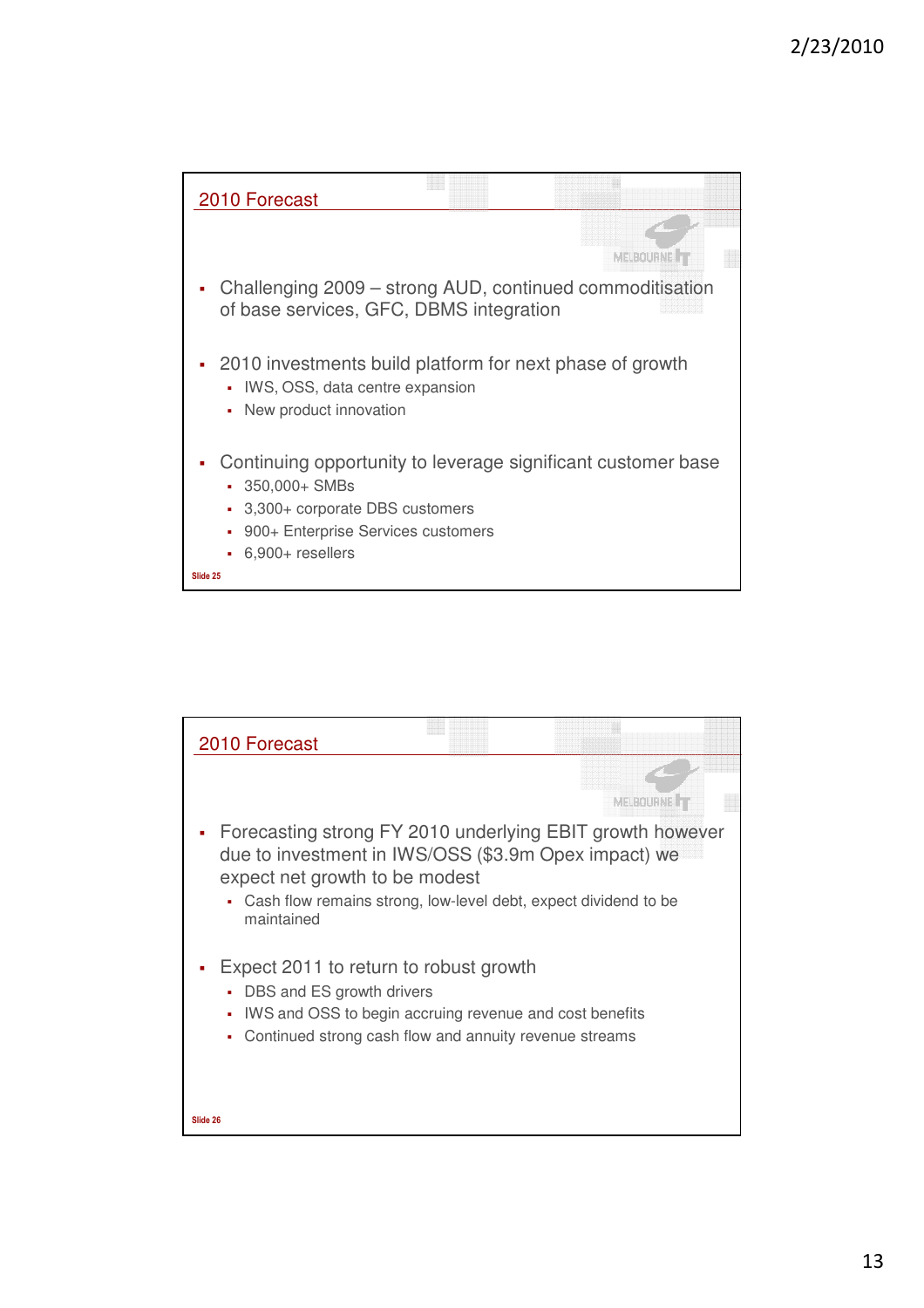## 2010 Forecast

- Challenging 2009 – strong AUD, continued commoditisation of base services, GFC, DBMS integration
- 2010 investments build platform for next phase of growth
  - IWS, OSS, data centre expansion
  - New product innovation
- Continuing opportunity to leverage significant customer base
  - 350,000+ SMBs
  - 3,300+ corporate DBS customers
  - 900+ Enterprise Services customers
  - 6,900+ resellers

Slide 25

## 2010 Forecast

- Forecasting strong FY 2010 underlying EBIT growth however due to investment in IWS/OSS ($3.9m Opex impact) we expect net growth to be modest
  - Cash flow remains strong, low-level debt, expect dividend to be maintained
- Expect 2011 to return to robust growth
  - DBS and ES growth drivers
  - IWS and OSS to begin accruing revenue and cost benefits
  - Continued strong cash flow and annuity revenue streams

Slide 26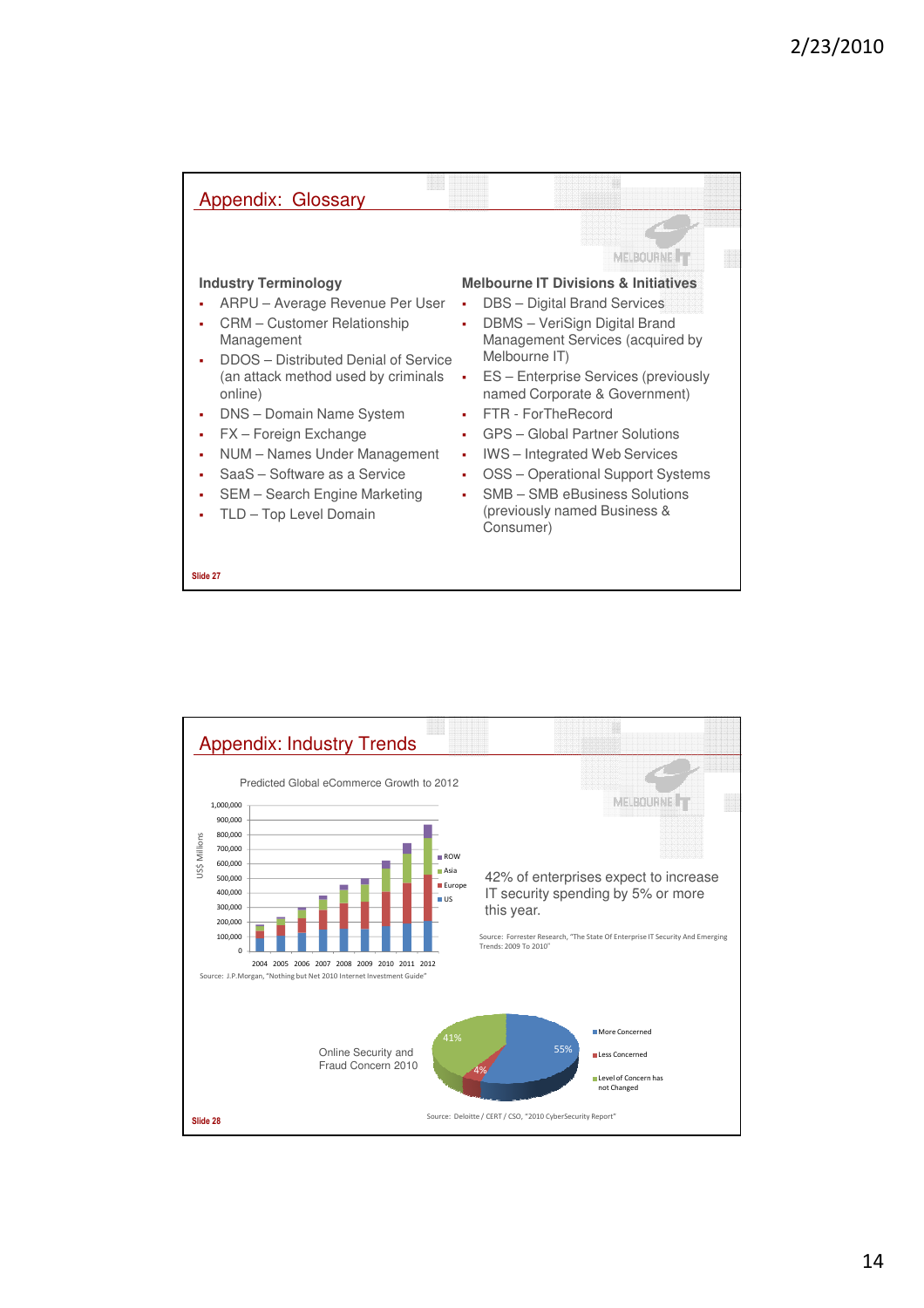## Appendix: Glossary

**Industry Terminology**

- ARPU – Average Revenue Per User
- CRM – Customer Relationship Management
- DDOS – Distributed Denial of Service (an attack method used by criminals online)
- DNS – Domain Name System
- FX – Foreign Exchange
- NUM – Names Under Management
- SaaS – Software as a Service
- SEM – Search Engine Marketing
- TLD – Top Level Domain

**Melbourne IT Divisions & Initiatives**

- DBS – Digital Brand Services
- DBMS – VeriSign Digital Brand Management Services (acquired by Melbourne IT)
- ES – Enterprise Services (previously named Corporate & Government)
- FTR - ForTheRecord
- GPS – Global Partner Solutions
- IWS – Integrated Web Services
- OSS – Operational Support Systems
- SMB – SMB eBusiness Solutions (previously named Business & Consumer)

Slide 27

## Appendix: Industry Trends

Predicted Global eCommerce Growth to 2012

Source: J.P.Morgan, "Nothing but Net 2010 Internet Investment Guide"

42% of enterprises expect to increase IT security spending by 5% or more this year.

Source: Forrester Research, "The State Of Enterprise IT Security And Emerging Trends: 2009 To 2010"

Online Security and Fraud Concern 2010

| Category | Share |
|---|---|
| More Concerned | 55% |
| Less Concerned | 4% |
| Level of Concern has not Changed | 41% |

Source: Deloitte / CERT / CSO, "2010 CyberSecurity Report"

Slide 28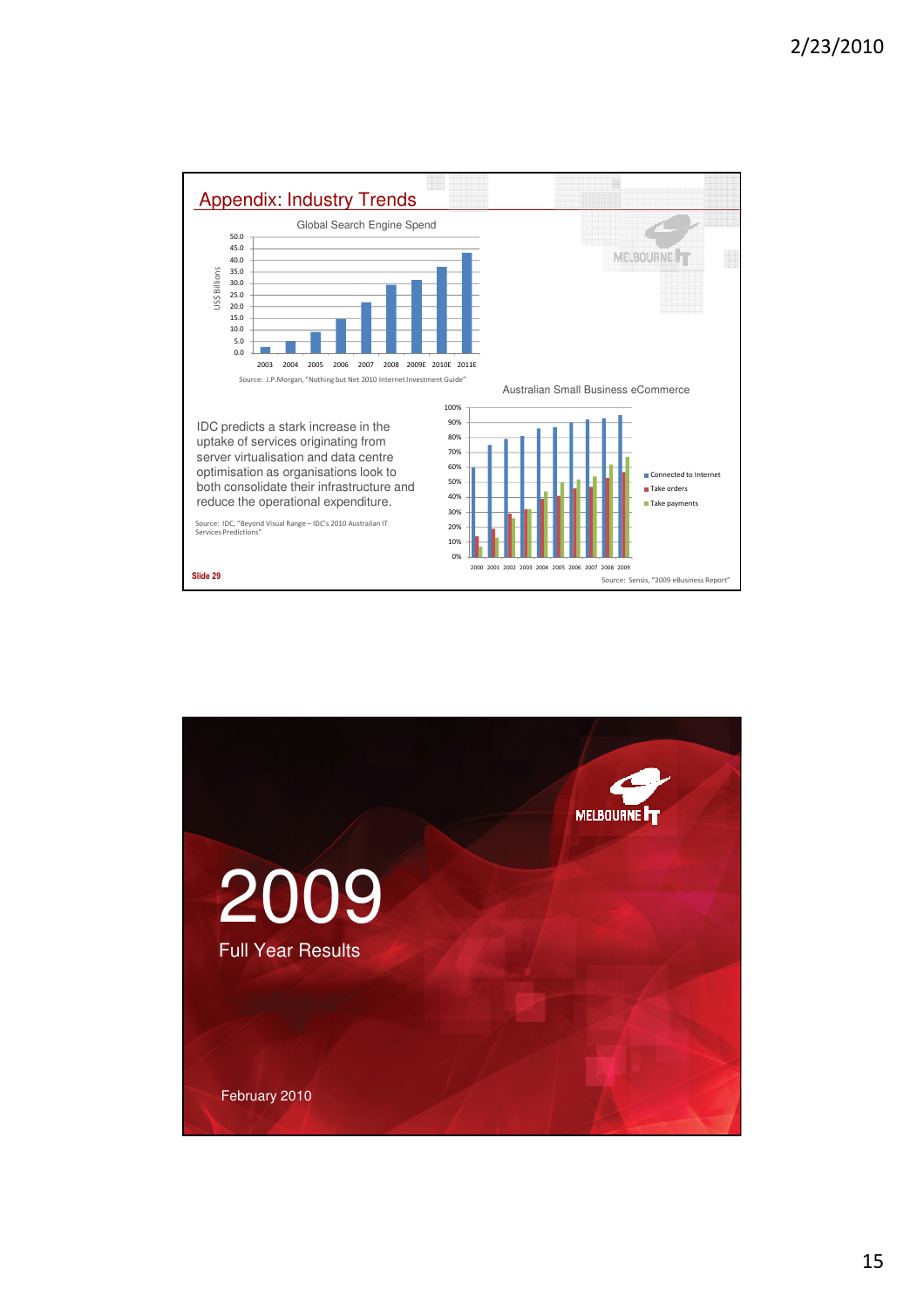## Appendix: Industry Trends

Global Search Engine Spend

US$ Billions

50.0
45.0
40.0
35.0
30.0
25.0
20.0
15.0
10.0
5.0
0.0

2003 2004 2005 2006 2007 2008 2009E 2010E 2011E

Source: J.P.Morgan, "Nothing but Net 2010 Internet Investment Guide"

IDC predicts a stark increase in the uptake of services originating from server virtualisation and data centre optimisation as organisations look to both consolidate their infrastructure and reduce the operational expenditure.

Source: IDC, "Beyond Visual Range – IDC's 2010 Australian IT Services Predictions"

Australian Small Business eCommerce

100%
90%
80%
70%
60%
50%
40%
30%
20%
10%
0%

2000 2001 2002 2003 2004 2005 2006 2007 2008 2009

Connected to Internet
Take orders
Take payments

Source: Sensis, "2009 eBusiness Report"

Slide 29

# 2009

## Full Year Results

February 2010